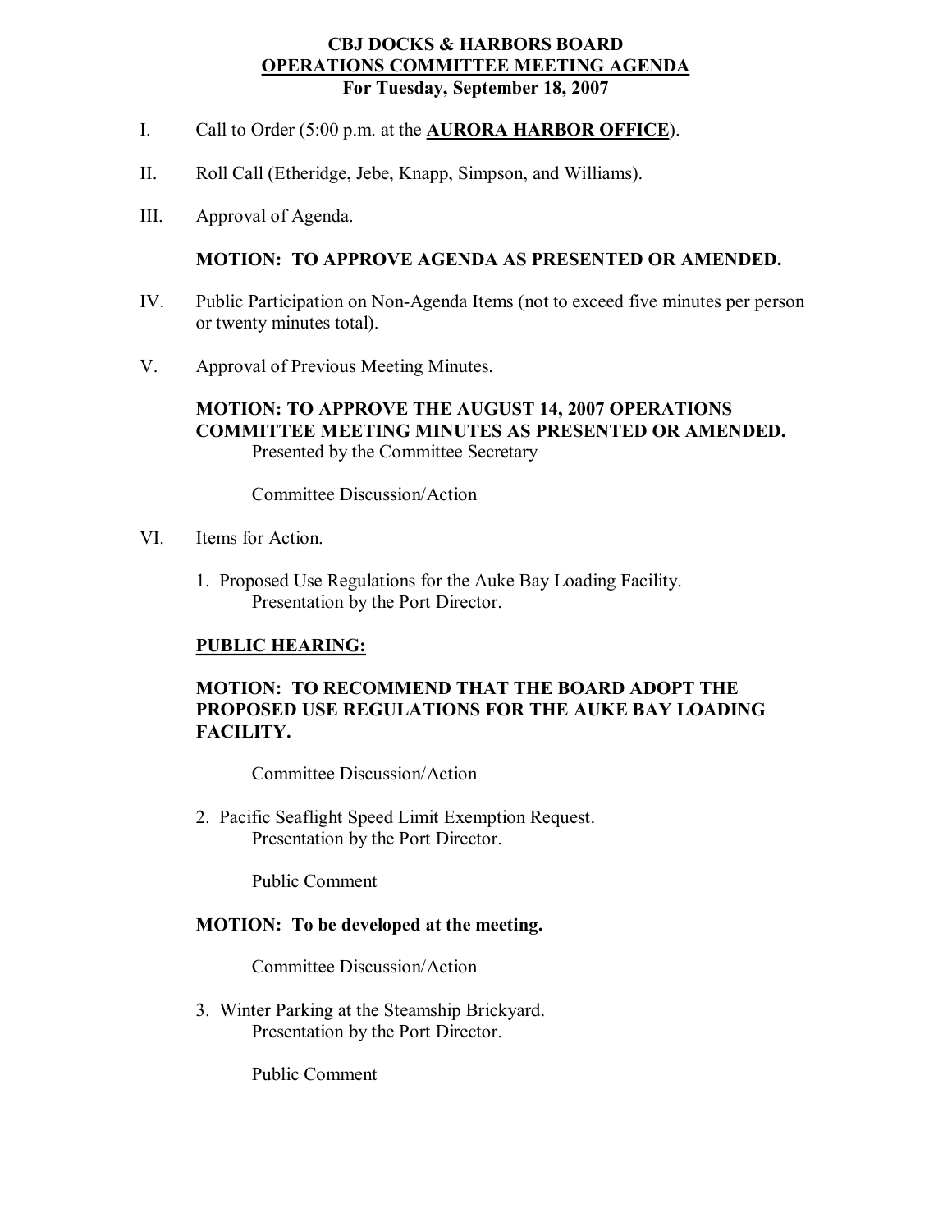# CBJ DOCKS & HARBORS BOARD
## <u>OPERATIONS COMMITTEE MEETING AGENDA</u>
### For Tuesday, September 18, 2007

I. Call to Order (5:00 p.m. at the **<u>AURORA HARBOR OFFICE</u>**).

II. Roll Call (Etheridge, Jebe, Knapp, Simpson, and Williams).

III. Approval of Agenda.

**MOTION: TO APPROVE AGENDA AS PRESENTED OR AMENDED.**

IV. Public Participation on Non-Agenda Items (not to exceed five minutes per person or twenty minutes total).

V. Approval of Previous Meeting Minutes.

**MOTION: TO APPROVE THE AUGUST 14, 2007 OPERATIONS COMMITTEE MEETING MINUTES AS PRESENTED OR AMENDED.**
Presented by the Committee Secretary

Committee Discussion/Action

VI. Items for Action.

1. Proposed Use Regulations for the Auke Bay Loading Facility.
   Presentation by the Port Director.

**<u>PUBLIC HEARING:</u>**

**MOTION: TO RECOMMEND THAT THE BOARD ADOPT THE PROPOSED USE REGULATIONS FOR THE AUKE BAY LOADING FACILITY.**

Committee Discussion/Action

2. Pacific Seaflight Speed Limit Exemption Request.
   Presentation by the Port Director.

   Public Comment

**MOTION: To be developed at the meeting.**

Committee Discussion/Action

3. Winter Parking at the Steamship Brickyard.
   Presentation by the Port Director.

   Public Comment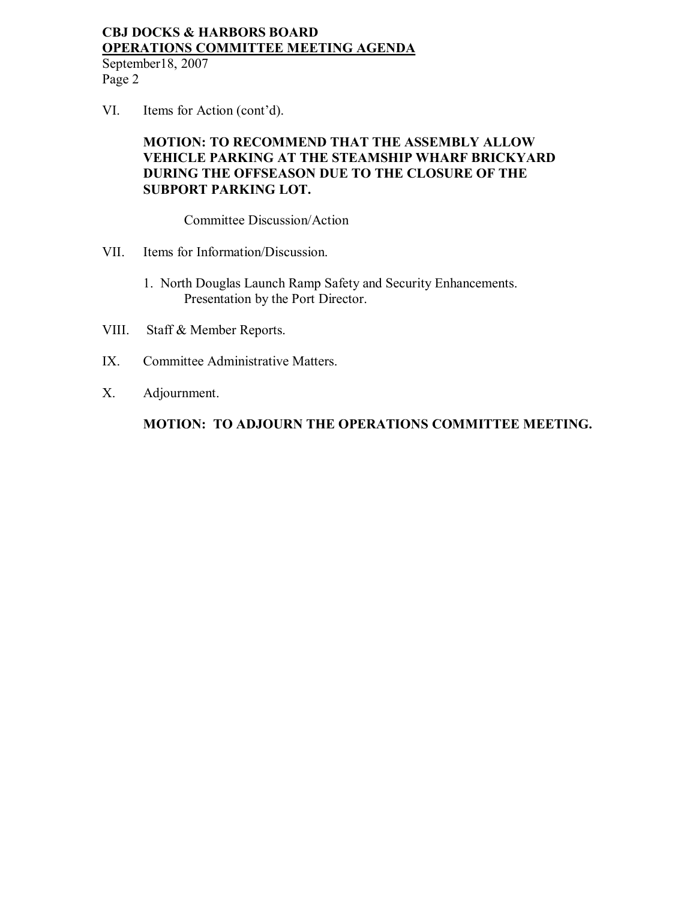VI. Items for Action (cont'd).

**MOTION: TO RECOMMEND THAT THE ASSEMBLY ALLOW VEHICLE PARKING AT THE STEAMSHIP WHARF BRICKYARD DURING THE OFFSEASON DUE TO THE CLOSURE OF THE SUBPORT PARKING LOT.**

Committee Discussion/Action

VII. Items for Information/Discussion.

1. North Douglas Launch Ramp Safety and Security Enhancements. Presentation by the Port Director.

VIII. Staff & Member Reports.

IX. Committee Administrative Matters.

X. Adjournment.

**MOTION: TO ADJOURN THE OPERATIONS COMMITTEE MEETING.**